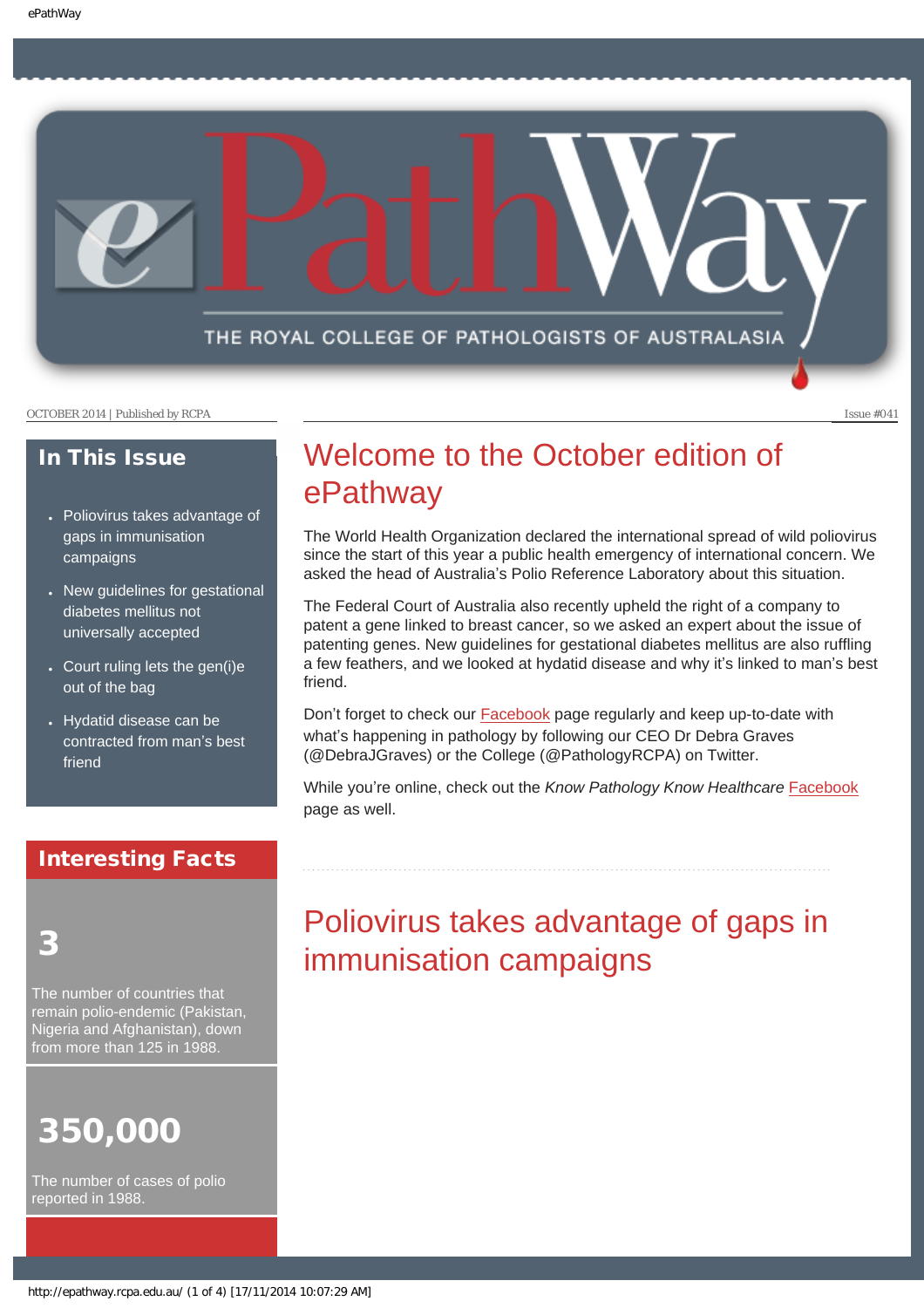# ePathWay

THE ROYAL COLLEGE OF PATHOLOGISTS OF AUSTRALASIA

OCTOBER 2014 | Published by RCPA

Issue #041

## In This Issue

- Poliovirus takes advantage of gaps in immunisation campaigns
- New guidelines for gestational diabetes mellitus not universally accepted
- Court ruling lets the gen(i)e out of the bag
- Hydatid disease can be contracted from man's best friend

## Interesting Facts

**3**

The number of countries that remain polio-endemic (Pakistan, Nigeria and Afghanistan), down from more than 125 in 1988.

**350,000**

The number of cases of polio reported in 1988.

# Welcome to the October edition of ePathway

The World Health Organization declared the international spread of wild poliovirus since the start of this year a public health emergency of international concern. We asked the head of Australia's Polio Reference Laboratory about this situation.

The Federal Court of Australia also recently upheld the right of a company to patent a gene linked to breast cancer, so we asked an expert about the issue of patenting genes. New guidelines for gestational diabetes mellitus are also ruffling a few feathers, and we looked at hydatid disease and why it's linked to man's best friend.

Don't forget to check our Facebook page regularly and keep up-to-date with what's happening in pathology by following our CEO Dr Debra Graves (@DebraJGraves) or the College (@PathologyRCPA) on Twitter.

While you're online, check out the *Know Pathology Know Healthcare* Facebook page as well.

# Poliovirus takes advantage of gaps in immunisation campaigns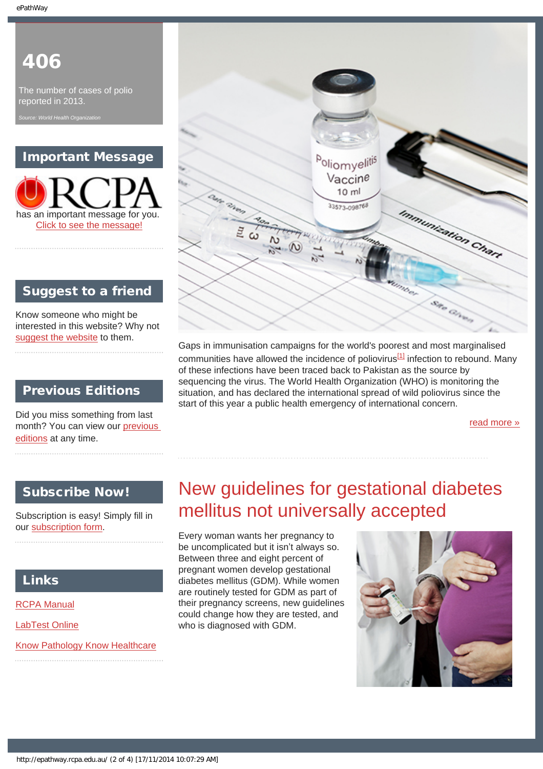406

The number of cases of polio reported in 2013.

*Source: World Health Organization*

## Important Message

RCPA has an important message for you. Click to see the message!

## Suggest to a friend

Know someone who might be interested in this website? Why not suggest the website to them.

## Previous Editions

Did you miss something from last month? You can view our previous editions at any time.

## Subscribe Now!

Subscription is easy! Simply fill in our subscription form.

## Links

RCPA Manual

LabTest Online

Know Pathology Know Healthcare

Gaps in immunisation campaigns for the world's poorest and most marginalised communities have allowed the incidence of poliovirus[1] infection to rebound. Many of these infections have been traced back to Pakistan as the source by sequencing the virus. The World Health Organization (WHO) is monitoring the situation, and has declared the international spread of wild poliovirus since the start of this year a public health emergency of international concern.

read more »

# New guidelines for gestational diabetes mellitus not universally accepted

Every woman wants her pregnancy to be uncomplicated but it isn't always so. Between three and eight percent of pregnant women develop gestational diabetes mellitus (GDM). While women are routinely tested for GDM as part of their pregnancy screens, new guidelines could change how they are tested, and who is diagnosed with GDM.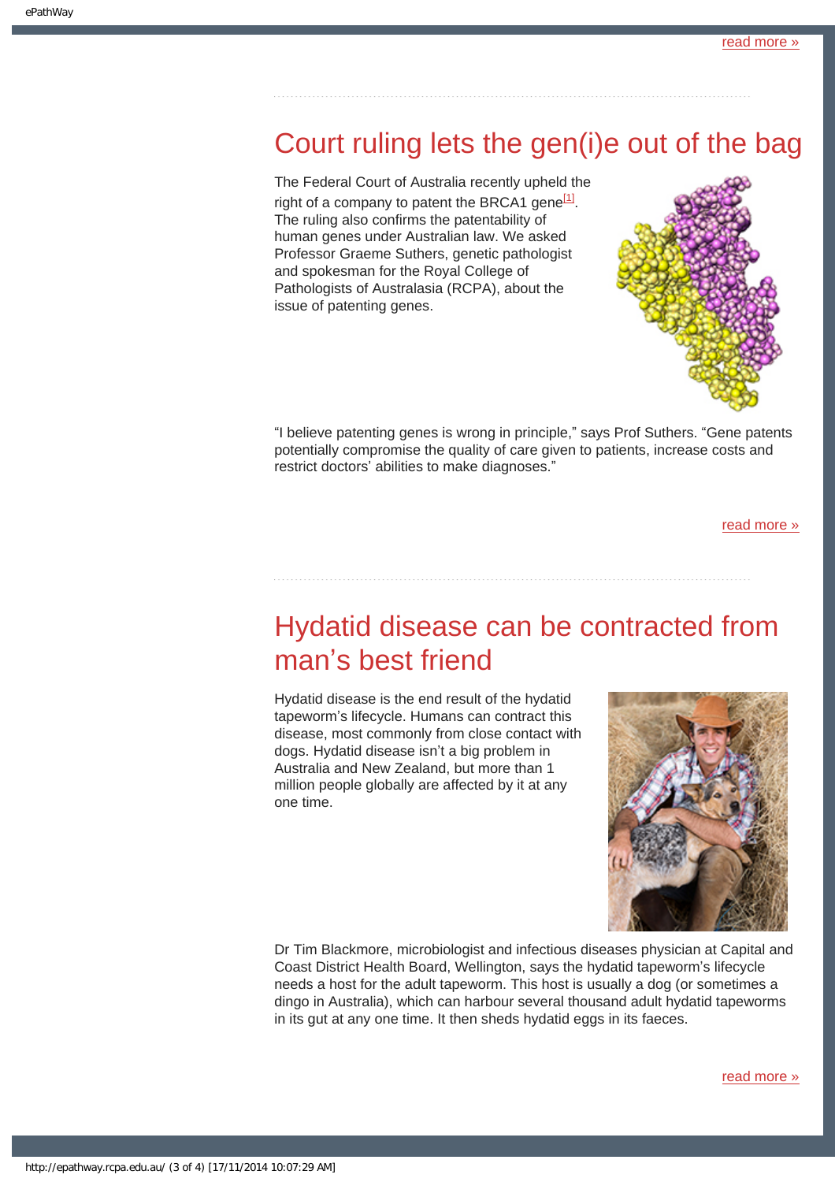read more »

# Court ruling lets the gen(i)e out of the bag

The Federal Court of Australia recently upheld the right of a company to patent the BRCA1 gene[1]. The ruling also confirms the patentability of human genes under Australian law. We asked Professor Graeme Suthers, genetic pathologist and spokesman for the Royal College of Pathologists of Australasia (RCPA), about the issue of patenting genes.

"I believe patenting genes is wrong in principle," says Prof Suthers. "Gene patents potentially compromise the quality of care given to patients, increase costs and restrict doctors' abilities to make diagnoses."

read more »

# Hydatid disease can be contracted from man's best friend

Hydatid disease is the end result of the hydatid tapeworm's lifecycle. Humans can contract this disease, most commonly from close contact with dogs. Hydatid disease isn't a big problem in Australia and New Zealand, but more than 1 million people globally are affected by it at any one time.

Dr Tim Blackmore, microbiologist and infectious diseases physician at Capital and Coast District Health Board, Wellington, says the hydatid tapeworm's lifecycle needs a host for the adult tapeworm. This host is usually a dog (or sometimes a dingo in Australia), which can harbour several thousand adult hydatid tapeworms in its gut at any one time. It then sheds hydatid eggs in its faeces.

read more »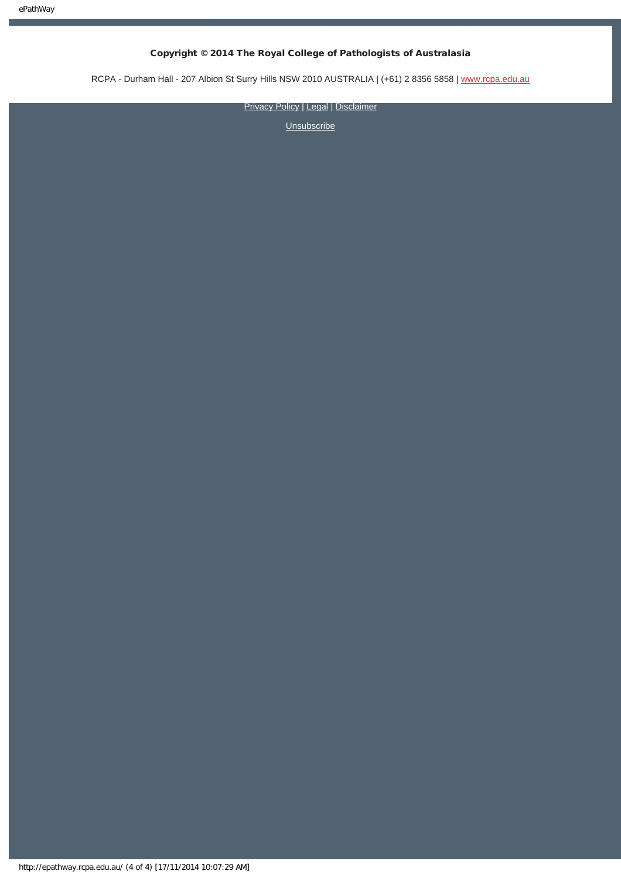**Copyright © 2014 The Royal College of Pathologists of Australasia**

RCPA - Durham Hall - 207 Albion St Surry Hills NSW 2010 AUSTRALIA | (+61) 2 8356 5858 | www.rcpa.edu.au

Privacy Policy | Legal | Disclaimer

Unsubscribe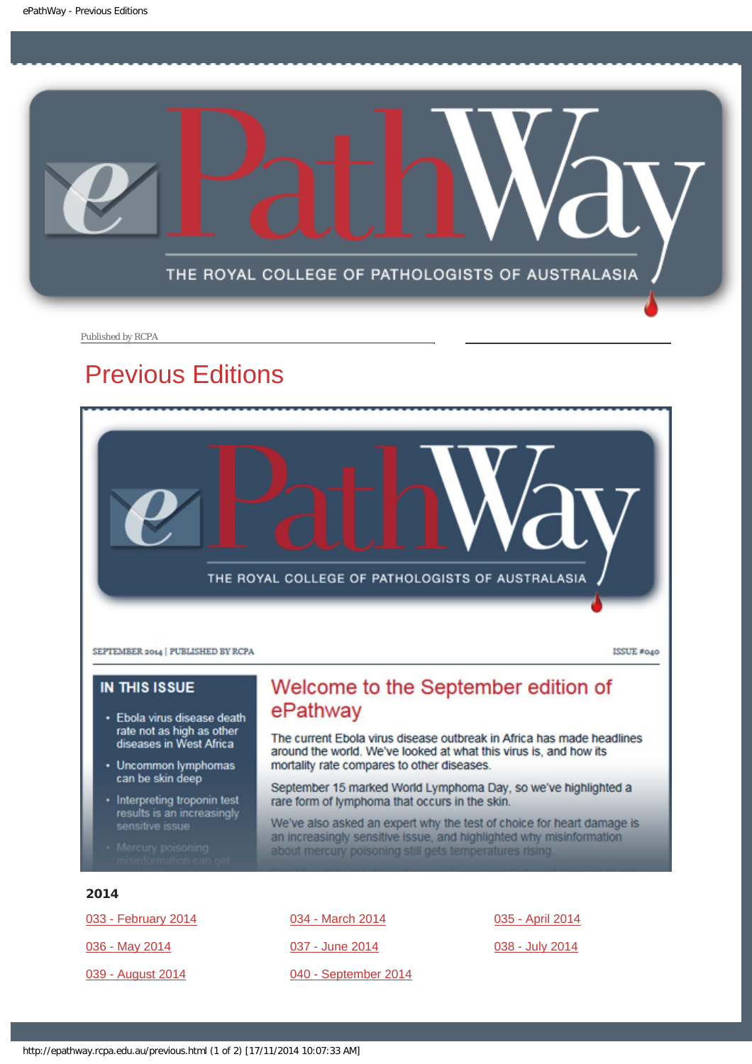Published by RCPA

# Previous Editions

SEPTEMBER 2014 | PUBLISHED BY RCPA

ISSUE #040

**IN THIS ISSUE**

- Ebola virus disease death rate not as high as other diseases in West Africa
- Uncommon lymphomas can be skin deep
- Interpreting troponin test results is an increasingly sensitive issue
- Mercury poisoning misinformation can get

## Welcome to the September edition of ePathway

The current Ebola virus disease outbreak in Africa has made headlines around the world. We've looked at what this virus is, and how its mortality rate compares to other diseases.

September 15 marked World Lymphoma Day, so we've highlighted a rare form of lymphoma that occurs in the skin.

We've also asked an expert why the test of choice for heart damage is an increasingly sensitive issue, and highlighted why misinformation about mercury poisoning still gets temperatures rising.

### 2014

033 - February 2014

034 - March 2014

035 - April 2014

036 - May 2014

037 - June 2014

038 - July 2014

039 - August 2014

040 - September 2014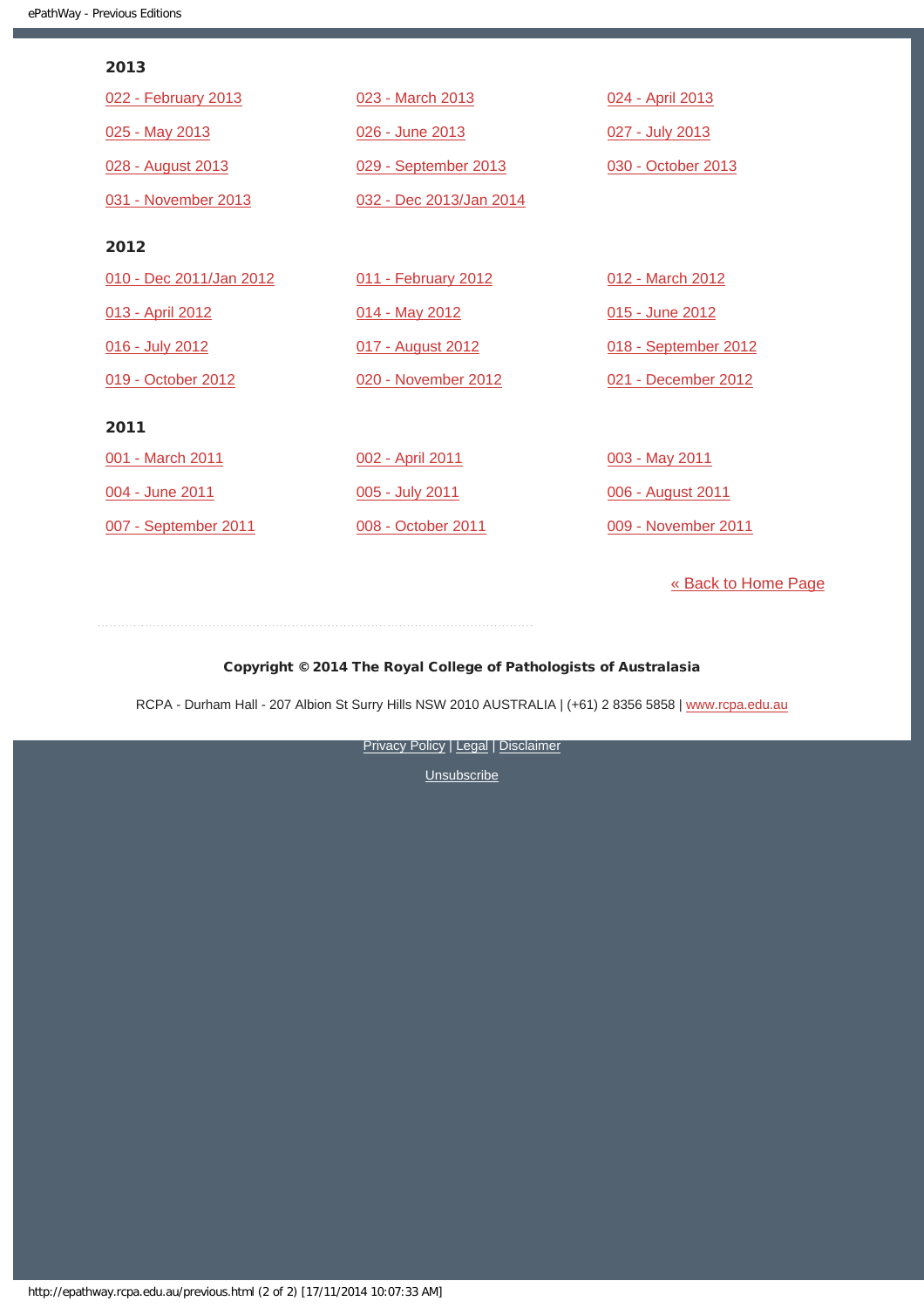## 2013

022 - February 2013

023 - March 2013

024 - April 2013

025 - May 2013

026 - June 2013

027 - July 2013

028 - August 2013

029 - September 2013

030 - October 2013

031 - November 2013

032 - Dec 2013/Jan 2014

## 2012

010 - Dec 2011/Jan 2012

011 - February 2012

012 - March 2012

013 - April 2012

014 - May 2012

015 - June 2012

016 - July 2012

017 - August 2012

018 - September 2012

019 - October 2012

020 - November 2012

021 - December 2012

## 2011

001 - March 2011

002 - April 2011

003 - May 2011

004 - June 2011

005 - July 2011

006 - August 2011

007 - September 2011

008 - October 2011

009 - November 2011

« Back to Home Page

**Copyright © 2014 The Royal College of Pathologists of Australasia**

RCPA - Durham Hall - 207 Albion St Surry Hills NSW 2010 AUSTRALIA | (+61) 2 8356 5858 | www.rcpa.edu.au

Privacy Policy | Legal | Disclaimer

Unsubscribe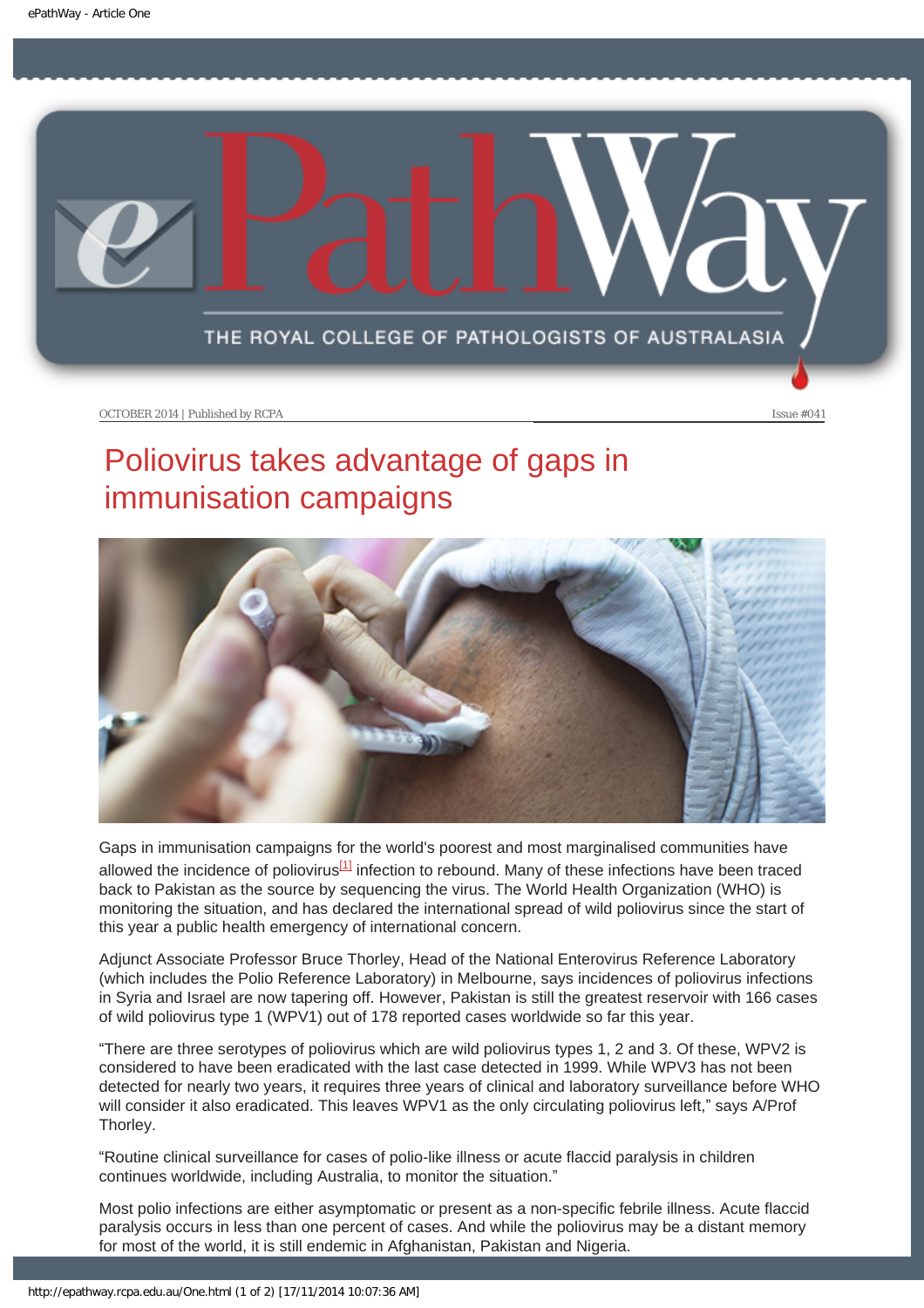OCTOBER 2014 | Published by RCPA

Issue #041

# Poliovirus takes advantage of gaps in immunisation campaigns

Gaps in immunisation campaigns for the world's poorest and most marginalised communities have allowed the incidence of poliovirus[1] infection to rebound. Many of these infections have been traced back to Pakistan as the source by sequencing the virus. The World Health Organization (WHO) is monitoring the situation, and has declared the international spread of wild poliovirus since the start of this year a public health emergency of international concern.

Adjunct Associate Professor Bruce Thorley, Head of the National Enterovirus Reference Laboratory (which includes the Polio Reference Laboratory) in Melbourne, says incidences of poliovirus infections in Syria and Israel are now tapering off. However, Pakistan is still the greatest reservoir with 166 cases of wild poliovirus type 1 (WPV1) out of 178 reported cases worldwide so far this year.

“There are three serotypes of poliovirus which are wild poliovirus types 1, 2 and 3. Of these, WPV2 is considered to have been eradicated with the last case detected in 1999. While WPV3 has not been detected for nearly two years, it requires three years of clinical and laboratory surveillance before WHO will consider it also eradicated. This leaves WPV1 as the only circulating poliovirus left,” says A/Prof Thorley.

“Routine clinical surveillance for cases of polio-like illness or acute flaccid paralysis in children continues worldwide, including Australia, to monitor the situation.”

Most polio infections are either asymptomatic or present as a non-specific febrile illness. Acute flaccid paralysis occurs in less than one percent of cases. And while the poliovirus may be a distant memory for most of the world, it is still endemic in Afghanistan, Pakistan and Nigeria.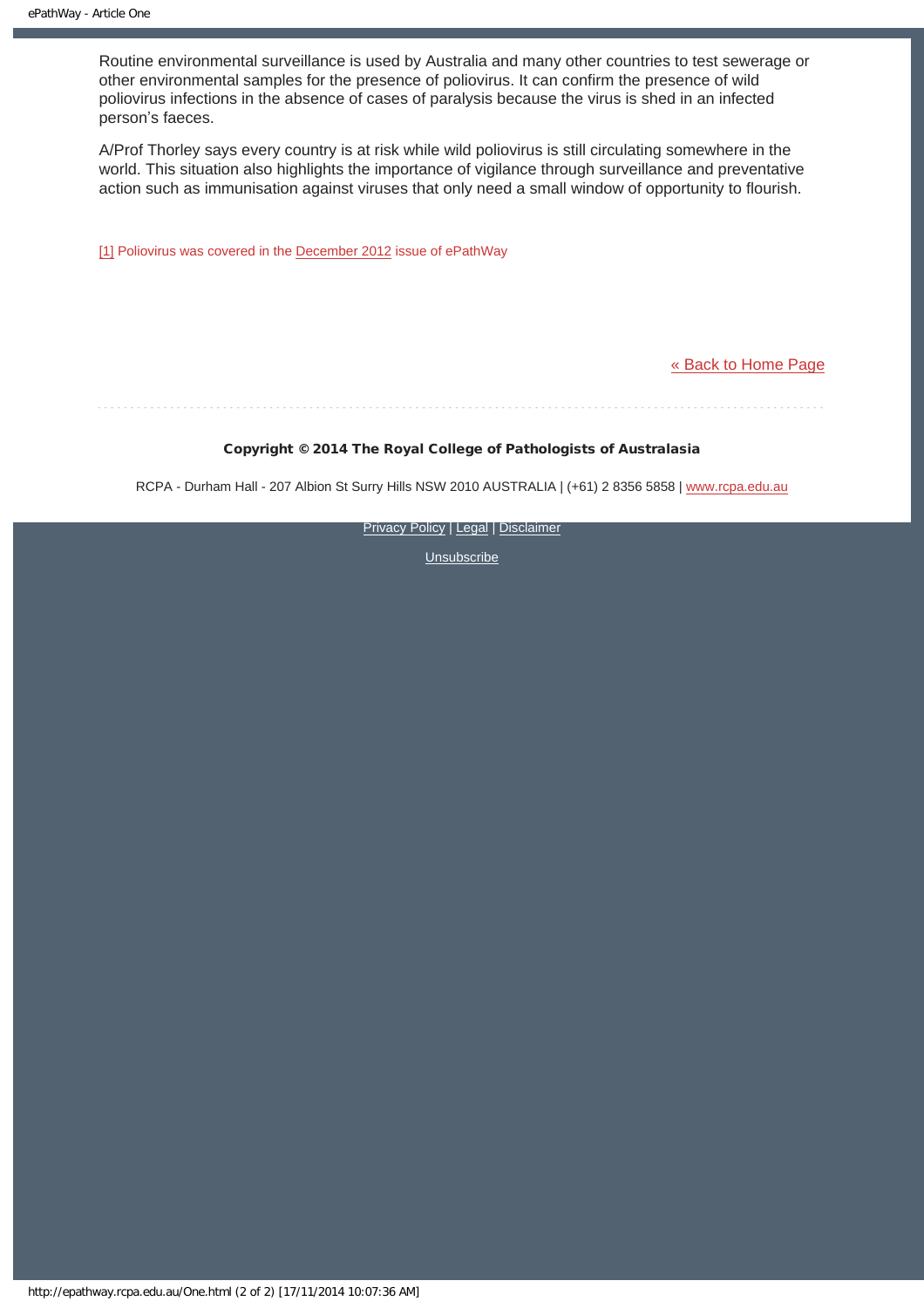Routine environmental surveillance is used by Australia and many other countries to test sewerage or other environmental samples for the presence of poliovirus. It can confirm the presence of wild poliovirus infections in the absence of cases of paralysis because the virus is shed in an infected person's faeces.

A/Prof Thorley says every country is at risk while wild poliovirus is still circulating somewhere in the world. This situation also highlights the importance of vigilance through surveillance and preventative action such as immunisation against viruses that only need a small window of opportunity to flourish.

[1] Poliovirus was covered in the December 2012 issue of ePathWay

« Back to Home Page

**Copyright © 2014 The Royal College of Pathologists of Australasia**

RCPA - Durham Hall - 207 Albion St Surry Hills NSW 2010 AUSTRALIA | (+61) 2 8356 5858 | www.rcpa.edu.au

Privacy Policy | Legal | Disclaimer

Unsubscribe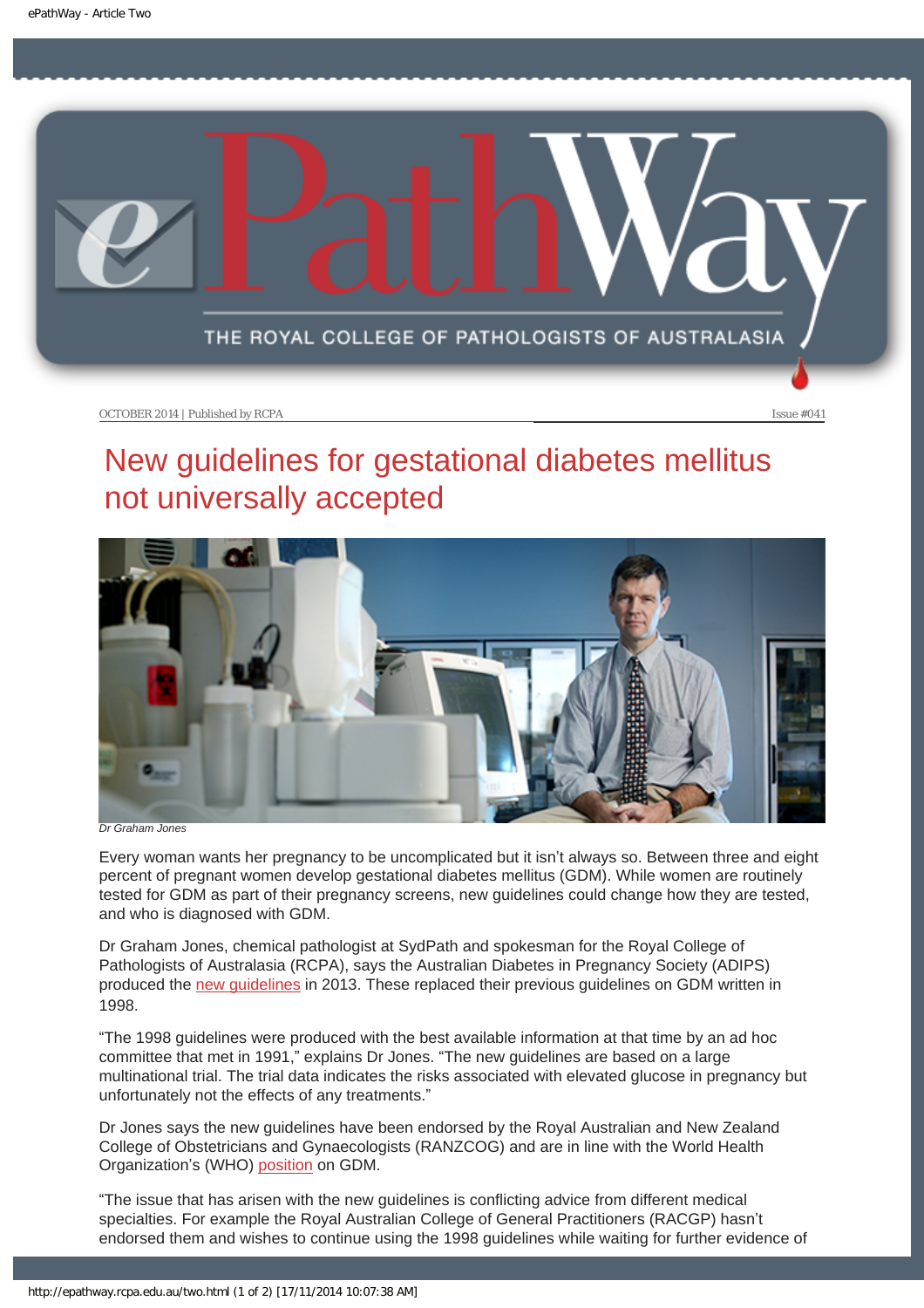OCTOBER 2014 | Published by RCPA Issue #041

# New guidelines for gestational diabetes mellitus not universally accepted

*Dr Graham Jones*

Every woman wants her pregnancy to be uncomplicated but it isn't always so. Between three and eight percent of pregnant women develop gestational diabetes mellitus (GDM). While women are routinely tested for GDM as part of their pregnancy screens, new guidelines could change how they are tested, and who is diagnosed with GDM.

Dr Graham Jones, chemical pathologist at SydPath and spokesman for the Royal College of Pathologists of Australasia (RCPA), says the Australian Diabetes in Pregnancy Society (ADIPS) produced the new guidelines in 2013. These replaced their previous guidelines on GDM written in 1998.

"The 1998 guidelines were produced with the best available information at that time by an ad hoc committee that met in 1991," explains Dr Jones. "The new guidelines are based on a large multinational trial. The trial data indicates the risks associated with elevated glucose in pregnancy but unfortunately not the effects of any treatments."

Dr Jones says the new guidelines have been endorsed by the Royal Australian and New Zealand College of Obstetricians and Gynaecologists (RANZCOG) and are in line with the World Health Organization's (WHO) position on GDM.

"The issue that has arisen with the new guidelines is conflicting advice from different medical specialties. For example the Royal Australian College of General Practitioners (RACGP) hasn't endorsed them and wishes to continue using the 1998 guidelines while waiting for further evidence of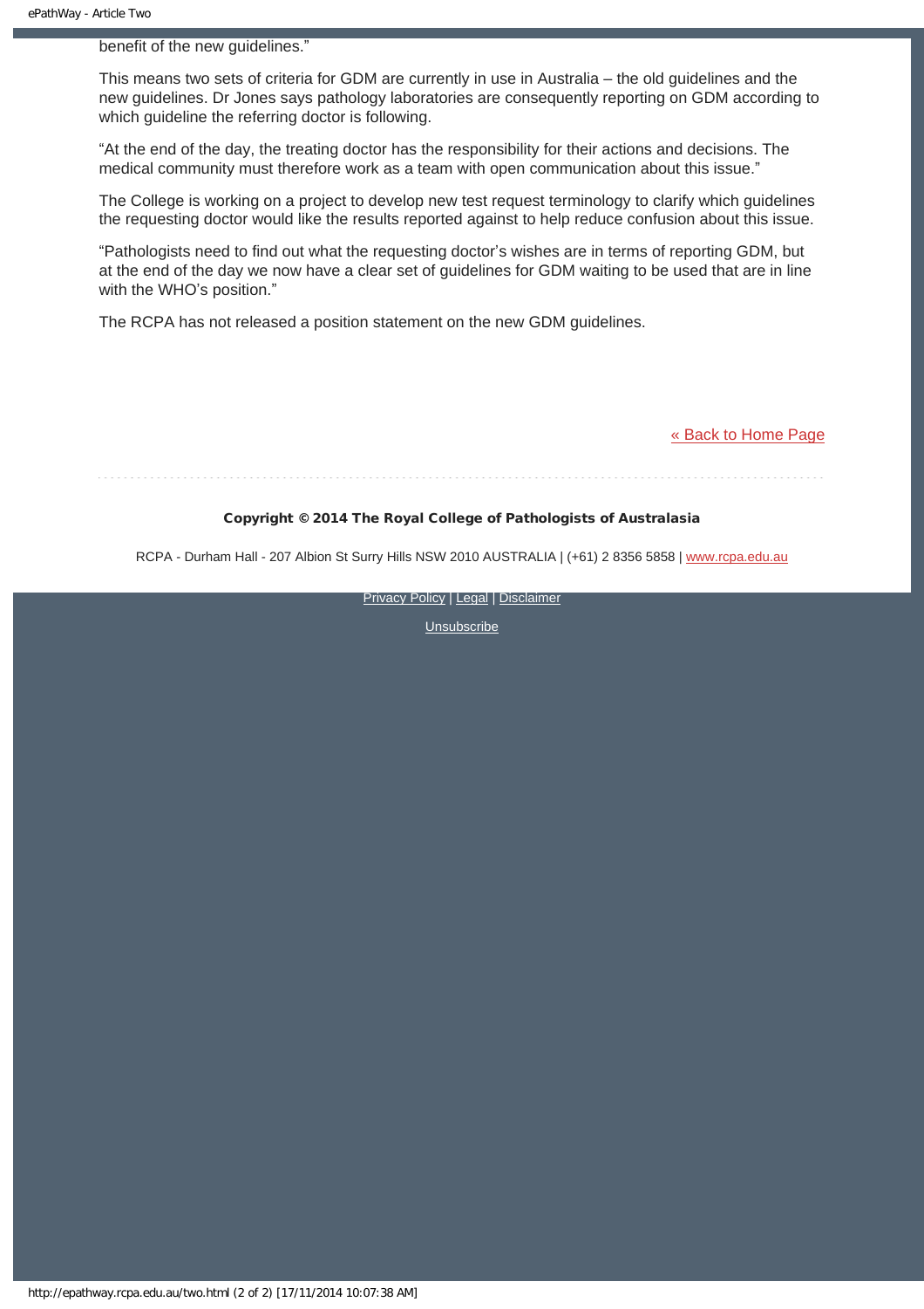benefit of the new guidelines."

This means two sets of criteria for GDM are currently in use in Australia – the old guidelines and the new guidelines. Dr Jones says pathology laboratories are consequently reporting on GDM according to which guideline the referring doctor is following.

"At the end of the day, the treating doctor has the responsibility for their actions and decisions. The medical community must therefore work as a team with open communication about this issue."

The College is working on a project to develop new test request terminology to clarify which guidelines the requesting doctor would like the results reported against to help reduce confusion about this issue.

"Pathologists need to find out what the requesting doctor's wishes are in terms of reporting GDM, but at the end of the day we now have a clear set of guidelines for GDM waiting to be used that are in line with the WHO's position."

The RCPA has not released a position statement on the new GDM guidelines.

« Back to Home Page

**Copyright © 2014 The Royal College of Pathologists of Australasia**

RCPA - Durham Hall - 207 Albion St Surry Hills NSW 2010 AUSTRALIA | (+61) 2 8356 5858 | www.rcpa.edu.au

Privacy Policy | Legal | Disclaimer

Unsubscribe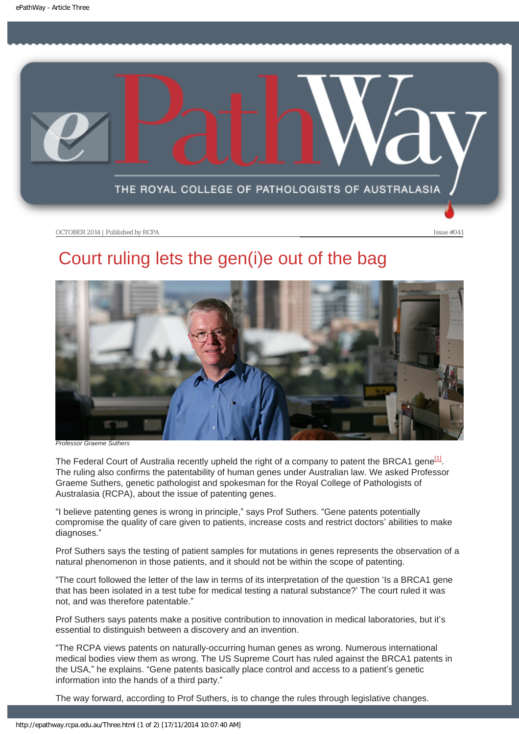# Court ruling lets the gen(i)e out of the bag

*Professor Graeme Suthers*

The Federal Court of Australia recently upheld the right of a company to patent the BRCA1 gene[1]. The ruling also confirms the patentability of human genes under Australian law. We asked Professor Graeme Suthers, genetic pathologist and spokesman for the Royal College of Pathologists of Australasia (RCPA), about the issue of patenting genes.

"I believe patenting genes is wrong in principle," says Prof Suthers. "Gene patents potentially compromise the quality of care given to patients, increase costs and restrict doctors' abilities to make diagnoses."

Prof Suthers says the testing of patient samples for mutations in genes represents the observation of a natural phenomenon in those patients, and it should not be within the scope of patenting.

"The court followed the letter of the law in terms of its interpretation of the question 'Is a BRCA1 gene that has been isolated in a test tube for medical testing a natural substance?' The court ruled it was not, and was therefore patentable."

Prof Suthers says patents make a positive contribution to innovation in medical laboratories, but it's essential to distinguish between a discovery and an invention.

"The RCPA views patents on naturally-occurring human genes as wrong. Numerous international medical bodies view them as wrong. The US Supreme Court has ruled against the BRCA1 patents in the USA," he explains. "Gene patents basically place control and access to a patient's genetic information into the hands of a third party."

The way forward, according to Prof Suthers, is to change the rules through legislative changes.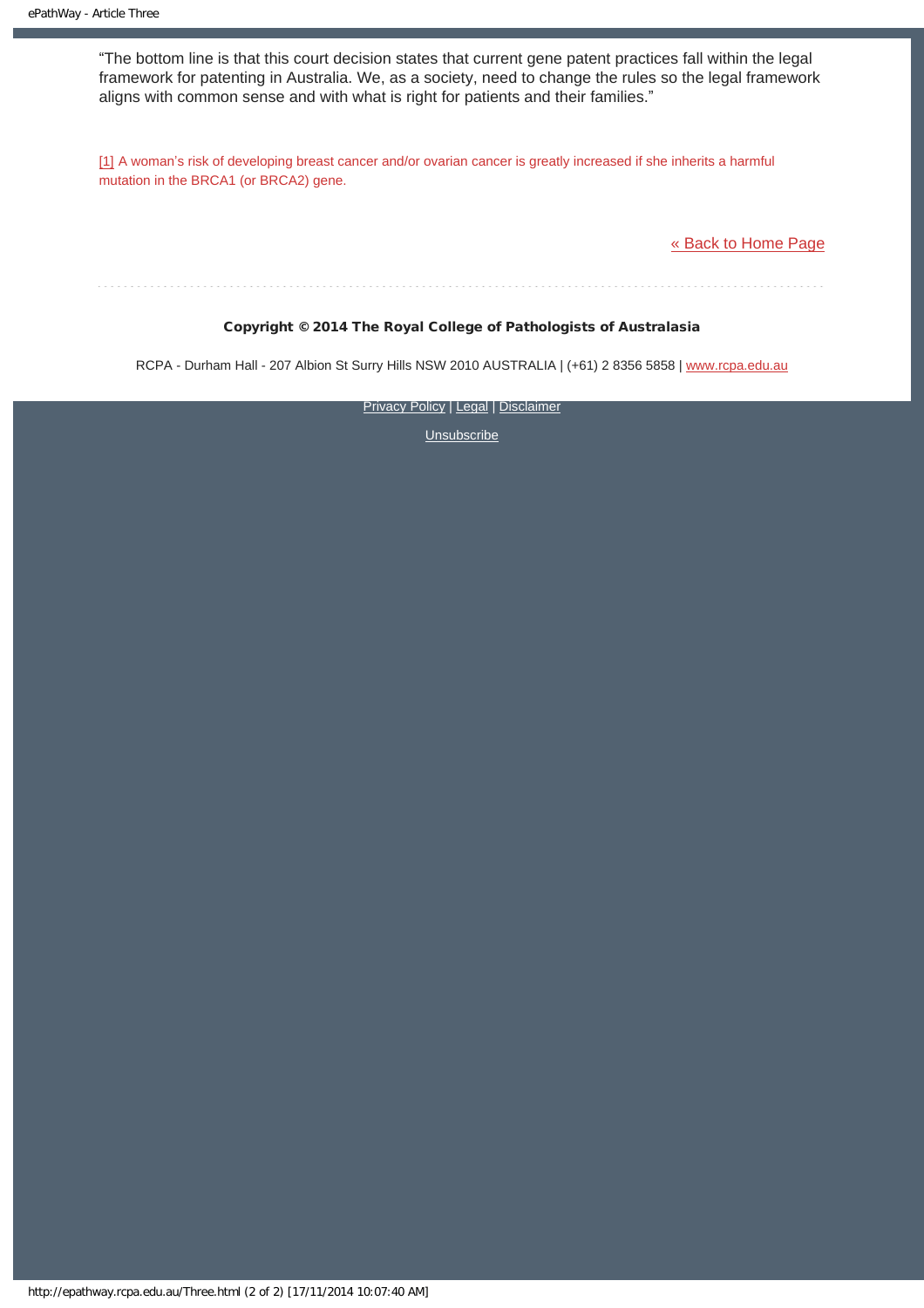"The bottom line is that this court decision states that current gene patent practices fall within the legal framework for patenting in Australia. We, as a society, need to change the rules so the legal framework aligns with common sense and with what is right for patients and their families."

[1] A woman's risk of developing breast cancer and/or ovarian cancer is greatly increased if she inherits a harmful mutation in the BRCA1 (or BRCA2) gene.

« Back to Home Page

---

**Copyright © 2014 The Royal College of Pathologists of Australasia**

RCPA - Durham Hall - 207 Albion St Surry Hills NSW 2010 AUSTRALIA | (+61) 2 8356 5858 | www.rcpa.edu.au

Privacy Policy | Legal | Disclaimer

Unsubscribe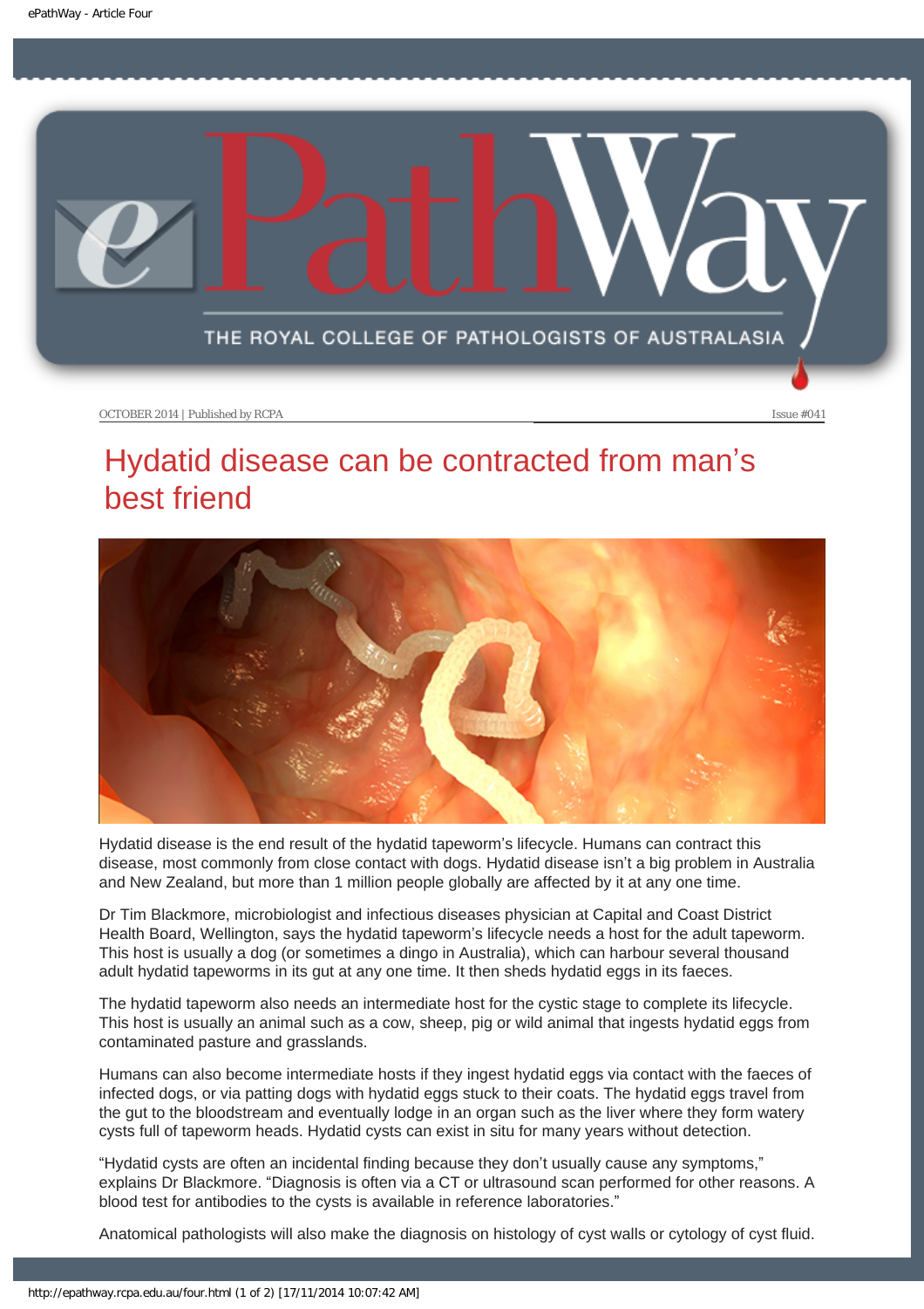# Hydatid disease can be contracted from man's best friend

Hydatid disease is the end result of the hydatid tapeworm's lifecycle. Humans can contract this disease, most commonly from close contact with dogs. Hydatid disease isn't a big problem in Australia and New Zealand, but more than 1 million people globally are affected by it at any one time.

Dr Tim Blackmore, microbiologist and infectious diseases physician at Capital and Coast District Health Board, Wellington, says the hydatid tapeworm's lifecycle needs a host for the adult tapeworm. This host is usually a dog (or sometimes a dingo in Australia), which can harbour several thousand adult hydatid tapeworms in its gut at any one time. It then sheds hydatid eggs in its faeces.

The hydatid tapeworm also needs an intermediate host for the cystic stage to complete its lifecycle. This host is usually an animal such as a cow, sheep, pig or wild animal that ingests hydatid eggs from contaminated pasture and grasslands.

Humans can also become intermediate hosts if they ingest hydatid eggs via contact with the faeces of infected dogs, or via patting dogs with hydatid eggs stuck to their coats. The hydatid eggs travel from the gut to the bloodstream and eventually lodge in an organ such as the liver where they form watery cysts full of tapeworm heads. Hydatid cysts can exist in situ for many years without detection.

"Hydatid cysts are often an incidental finding because they don't usually cause any symptoms," explains Dr Blackmore. "Diagnosis is often via a CT or ultrasound scan performed for other reasons. A blood test for antibodies to the cysts is available in reference laboratories."

Anatomical pathologists will also make the diagnosis on histology of cyst walls or cytology of cyst fluid.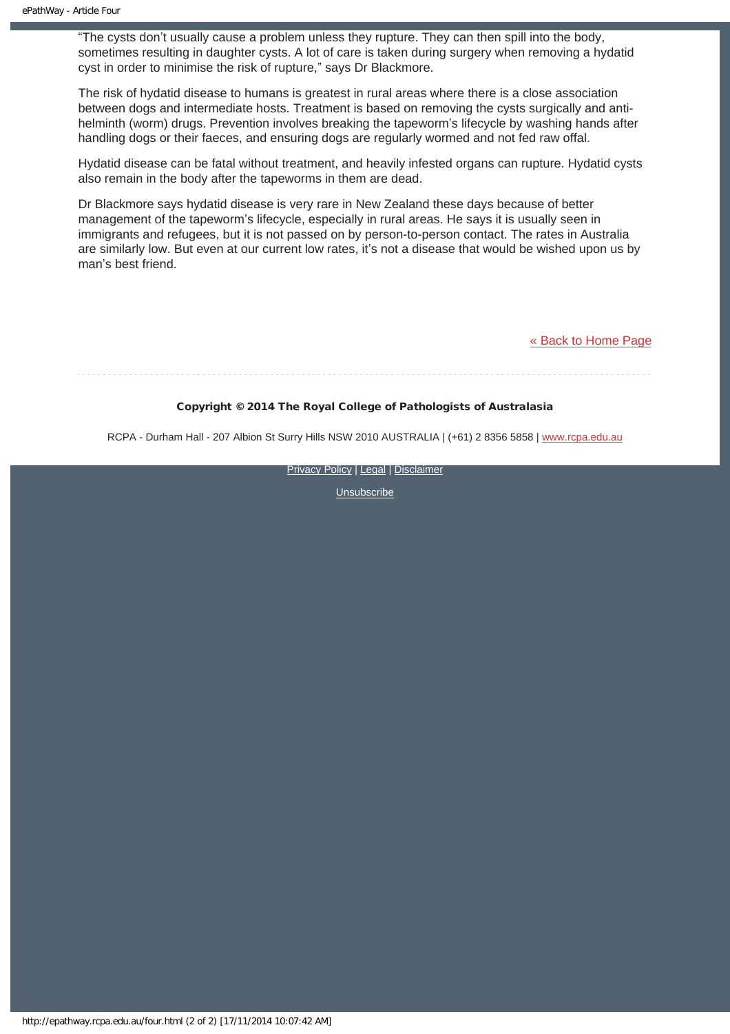"The cysts don't usually cause a problem unless they rupture. They can then spill into the body, sometimes resulting in daughter cysts. A lot of care is taken during surgery when removing a hydatid cyst in order to minimise the risk of rupture," says Dr Blackmore.

The risk of hydatid disease to humans is greatest in rural areas where there is a close association between dogs and intermediate hosts. Treatment is based on removing the cysts surgically and anti-helminth (worm) drugs. Prevention involves breaking the tapeworm's lifecycle by washing hands after handling dogs or their faeces, and ensuring dogs are regularly wormed and not fed raw offal.

Hydatid disease can be fatal without treatment, and heavily infested organs can rupture. Hydatid cysts also remain in the body after the tapeworms in them are dead.

Dr Blackmore says hydatid disease is very rare in New Zealand these days because of better management of the tapeworm's lifecycle, especially in rural areas. He says it is usually seen in immigrants and refugees, but it is not passed on by person-to-person contact. The rates in Australia are similarly low. But even at our current low rates, it's not a disease that would be wished upon us by man's best friend.

[« Back to Home Page]

**Copyright © 2014 The Royal College of Pathologists of Australasia**

RCPA - Durham Hall - 207 Albion St Surry Hills NSW 2010 AUSTRALIA | (+61) 2 8356 5858 | www.rcpa.edu.au

Privacy Policy | Legal | Disclaimer

Unsubscribe